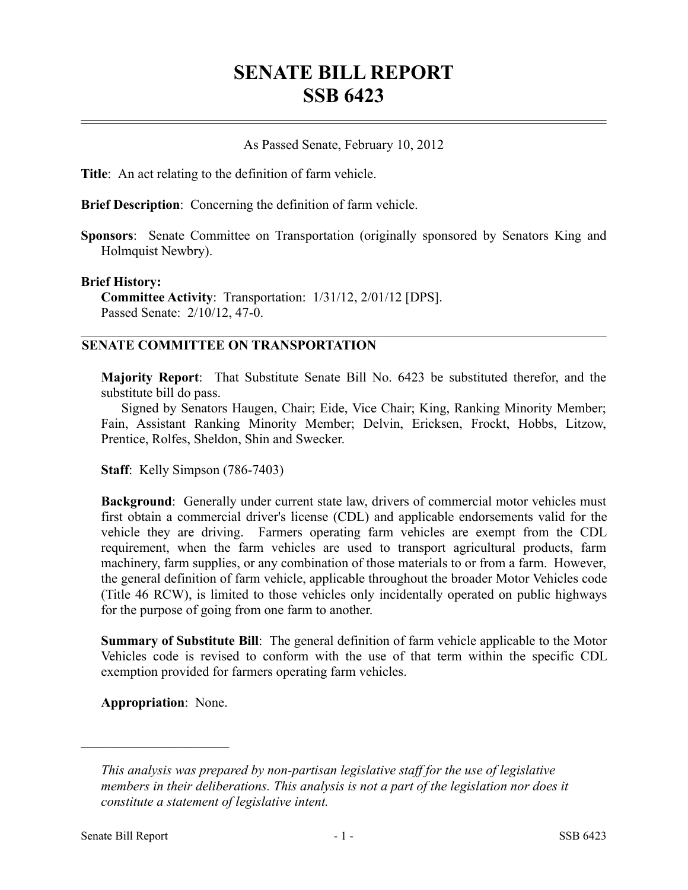# SENATE BILL REPORT
# SSB 6423

As Passed Senate, February 10, 2012

**Title**: An act relating to the definition of farm vehicle.

**Brief Description**: Concerning the definition of farm vehicle.

**Sponsors**: Senate Committee on Transportation (originally sponsored by Senators King and Holmquist Newbry).

**Brief History:**
**Committee Activity**: Transportation: 1/31/12, 2/01/12 [DPS].
Passed Senate: 2/10/12, 47-0.

## SENATE COMMITTEE ON TRANSPORTATION

**Majority Report**: That Substitute Senate Bill No. 6423 be substituted therefor, and the substitute bill do pass.
Signed by Senators Haugen, Chair; Eide, Vice Chair; King, Ranking Minority Member; Fain, Assistant Ranking Minority Member; Delvin, Ericksen, Frockt, Hobbs, Litzow, Prentice, Rolfes, Sheldon, Shin and Swecker.

**Staff**: Kelly Simpson (786-7403)

**Background**: Generally under current state law, drivers of commercial motor vehicles must first obtain a commercial driver's license (CDL) and applicable endorsements valid for the vehicle they are driving. Farmers operating farm vehicles are exempt from the CDL requirement, when the farm vehicles are used to transport agricultural products, farm machinery, farm supplies, or any combination of those materials to or from a farm. However, the general definition of farm vehicle, applicable throughout the broader Motor Vehicles code (Title 46 RCW), is limited to those vehicles only incidentally operated on public highways for the purpose of going from one farm to another.

**Summary of Substitute Bill**: The general definition of farm vehicle applicable to the Motor Vehicles code is revised to conform with the use of that term within the specific CDL exemption provided for farmers operating farm vehicles.

**Appropriation**: None.

---

*This analysis was prepared by non-partisan legislative staff for the use of legislative members in their deliberations. This analysis is not a part of the legislation nor does it constitute a statement of legislative intent.*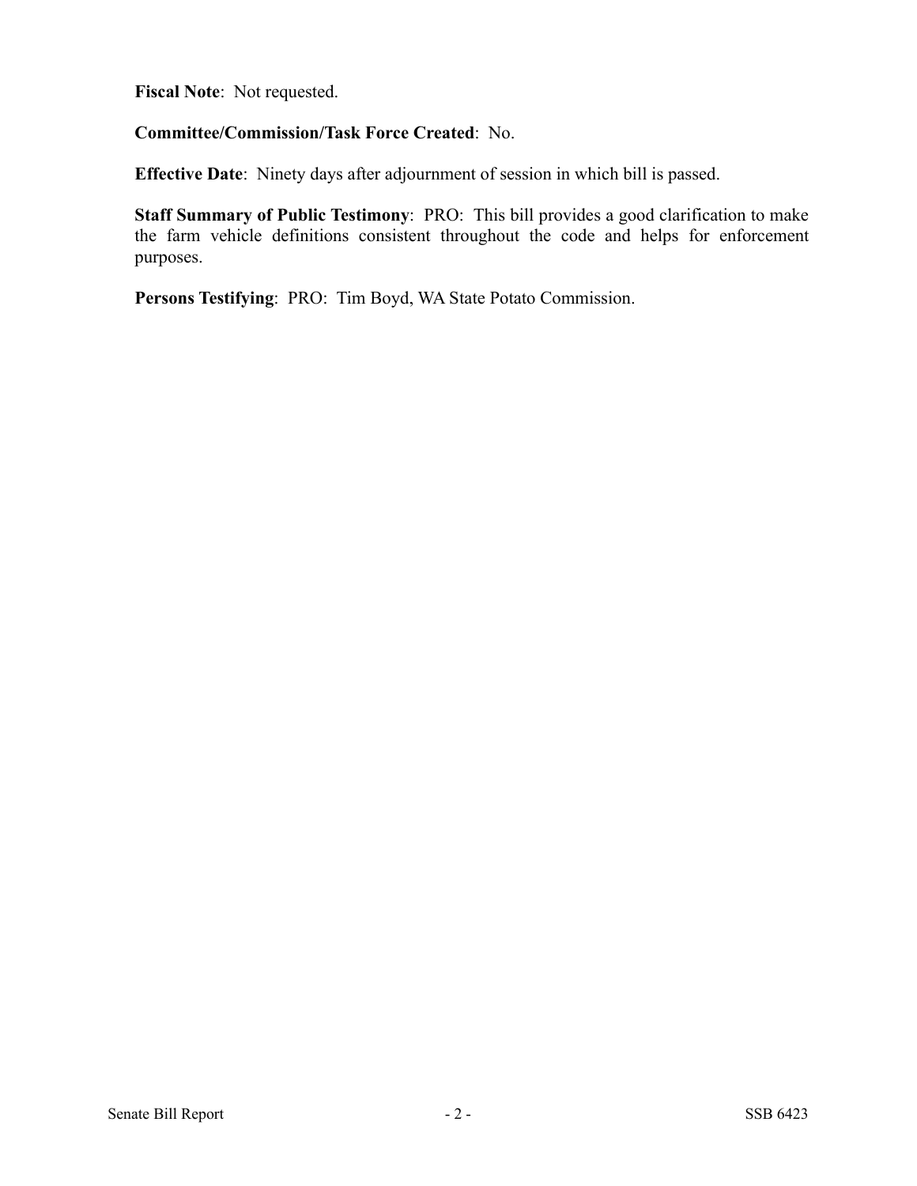**Fiscal Note**: Not requested.

**Committee/Commission/Task Force Created**: No.

**Effective Date**: Ninety days after adjournment of session in which bill is passed.

**Staff Summary of Public Testimony**: PRO: This bill provides a good clarification to make the farm vehicle definitions consistent throughout the code and helps for enforcement purposes.

**Persons Testifying**: PRO: Tim Boyd, WA State Potato Commission.